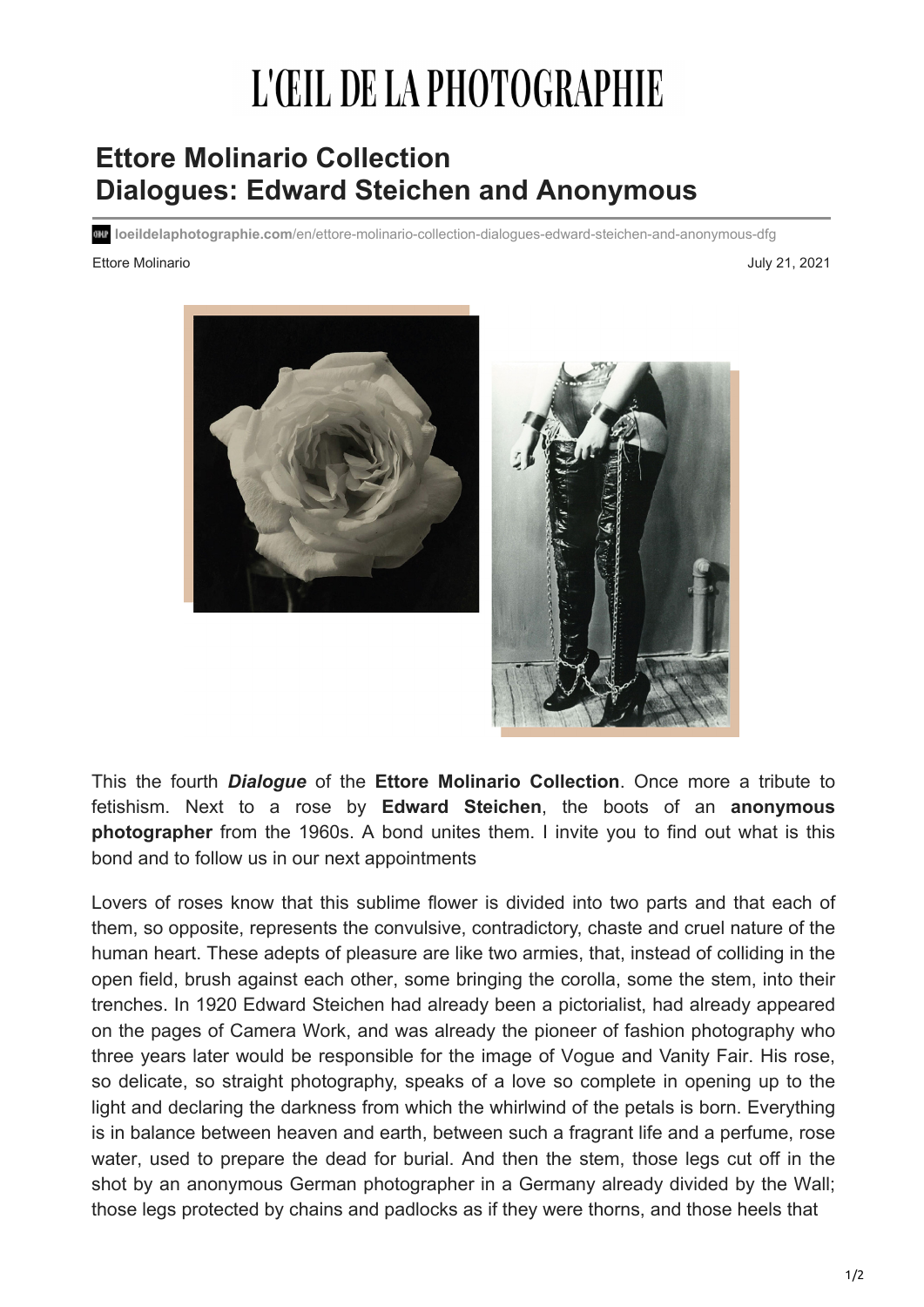# L'ŒIL DE LA PHOTOGRAPHIE

## Ettore Molinario Collection
## Dialogues: Edward Steichen and Anonymous

loeildelaphotographie.com/en/ettore-molinario-collection-dialogues-edward-steichen-and-anonymous-dfg

Ettore Molinario

July 21, 2021

This the fourth ***Dialogue*** of the **Ettore Molinario Collection**. Once more a tribute to fetishism. Next to a rose by **Edward Steichen**, the boots of an **anonymous photographer** from the 1960s. A bond unites them. I invite you to find out what is this bond and to follow us in our next appointments

Lovers of roses know that this sublime flower is divided into two parts and that each of them, so opposite, represents the convulsive, contradictory, chaste and cruel nature of the human heart. These adepts of pleasure are like two armies, that, instead of colliding in the open field, brush against each other, some bringing the corolla, some the stem, into their trenches. In 1920 Edward Steichen had already been a pictorialist, had already appeared on the pages of Camera Work, and was already the pioneer of fashion photography who three years later would be responsible for the image of Vogue and Vanity Fair. His rose, so delicate, so straight photography, speaks of a love so complete in opening up to the light and declaring the darkness from which the whirlwind of the petals is born. Everything is in balance between heaven and earth, between such a fragrant life and a perfume, rose water, used to prepare the dead for burial. And then the stem, those legs cut off in the shot by an anonymous German photographer in a Germany already divided by the Wall; those legs protected by chains and padlocks as if they were thorns, and those heels that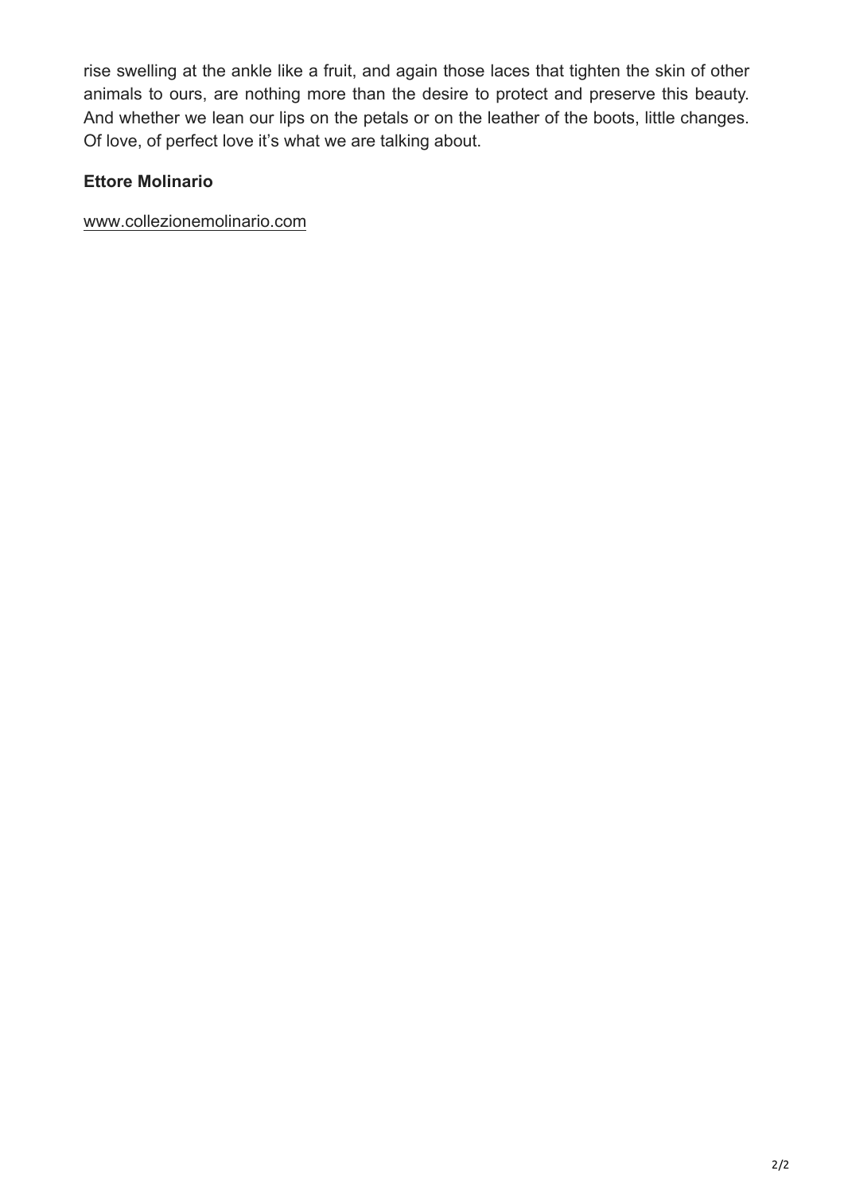rise swelling at the ankle like a fruit, and again those laces that tighten the skin of other animals to ours, are nothing more than the desire to protect and preserve this beauty. And whether we lean our lips on the petals or on the leather of the boots, little changes. Of love, of perfect love it's what we are talking about.

**Ettore Molinario**

www.collezionemolinario.com